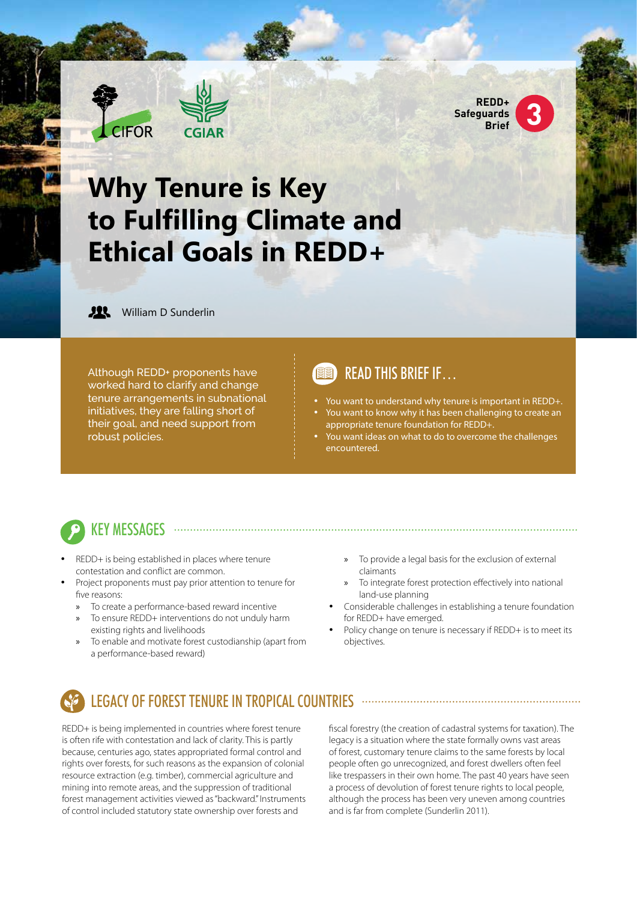REDD+ Safeguards Brief 3

# Why Tenure is Key to Fulfilling Climate and Ethical Goals in REDD+

William D Sunderlin

Although REDD+ proponents have worked hard to clarify and change tenure arrangements in subnational initiatives, they are falling short of their goal, and need support from robust policies.

## READ THIS BRIEF IF…

- You want to understand why tenure is important in REDD+.
- You want to know why it has been challenging to create an appropriate tenure foundation for REDD+.
- You want ideas on what to do to overcome the challenges encountered.

## KEY MESSAGES

- REDD+ is being established in places where tenure contestation and conflict are common.
- Project proponents must pay prior attention to tenure for five reasons:
  - To create a performance-based reward incentive
  - To ensure REDD+ interventions do not unduly harm existing rights and livelihoods
  - To enable and motivate forest custodianship (apart from a performance-based reward)
  - To provide a legal basis for the exclusion of external claimants
  - To integrate forest protection effectively into national land-use planning
- Considerable challenges in establishing a tenure foundation for REDD+ have emerged.
- Policy change on tenure is necessary if REDD+ is to meet its objectives.

## LEGACY OF FOREST TENURE IN TROPICAL COUNTRIES

REDD+ is being implemented in countries where forest tenure is often rife with contestation and lack of clarity. This is partly because, centuries ago, states appropriated formal control and rights over forests, for such reasons as the expansion of colonial resource extraction (e.g. timber), commercial agriculture and mining into remote areas, and the suppression of traditional forest management activities viewed as "backward." Instruments of control included statutory state ownership over forests and fiscal forestry (the creation of cadastral systems for taxation). The legacy is a situation where the state formally owns vast areas of forest, customary tenure claims to the same forests by local people often go unrecognized, and forest dwellers often feel like trespassers in their own home. The past 40 years have seen a process of devolution of forest tenure rights to local people, although the process has been very uneven among countries and is far from complete (Sunderlin 2011).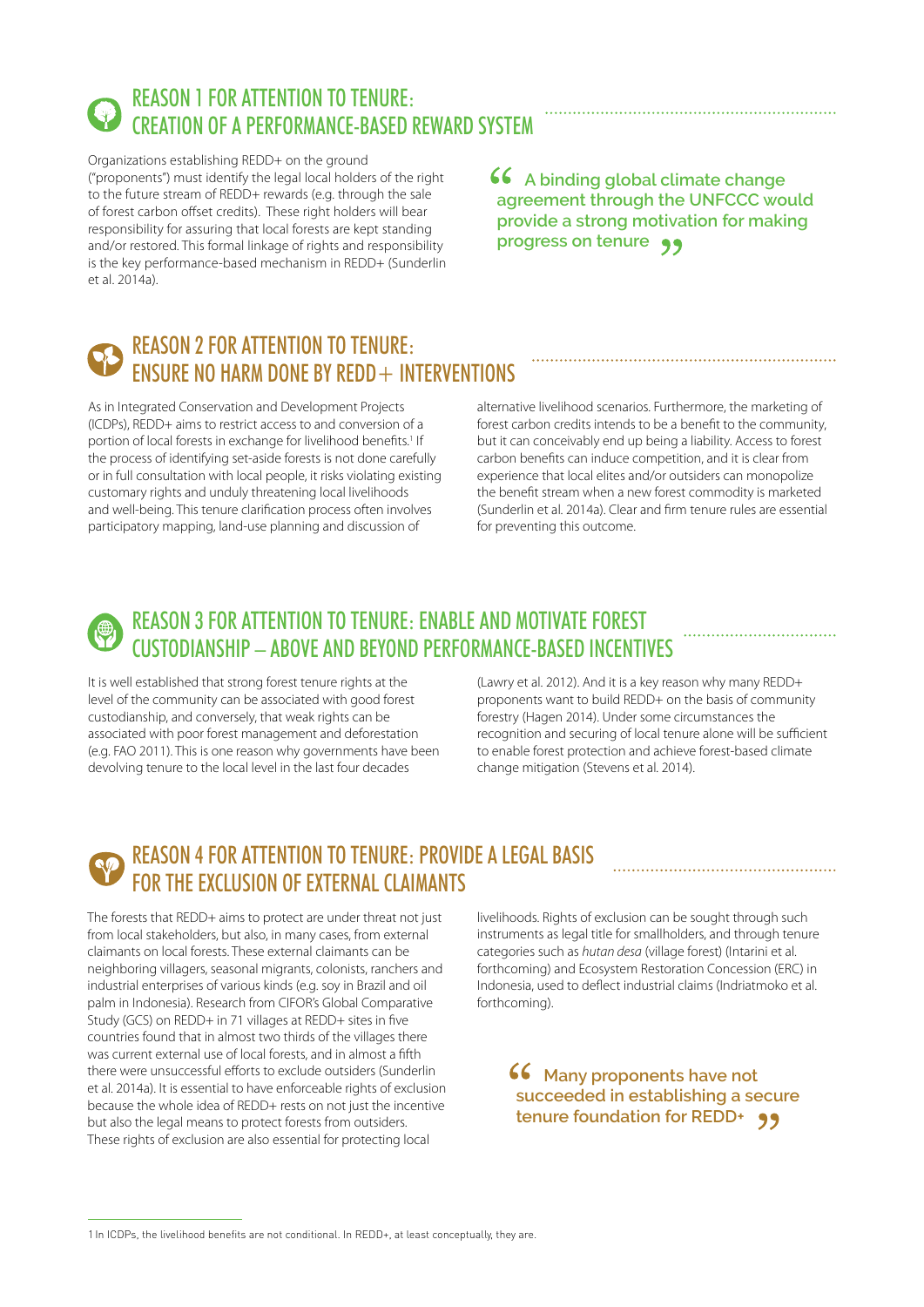## REASON 1 FOR ATTENTION TO TENURE: CREATION OF A PERFORMANCE-BASED REWARD SYSTEM

Organizations establishing REDD+ on the ground ("proponents") must identify the legal local holders of the right to the future stream of REDD+ rewards (e.g. through the sale of forest carbon offset credits). These right holders will bear responsibility for assuring that local forests are kept standing and/or restored. This formal linkage of rights and responsibility is the key performance-based mechanism in REDD+ (Sunderlin et al. 2014a).

> **"A binding global climate change agreement through the UNFCCC would provide a strong motivation for making progress on tenure"**

## REASON 2 FOR ATTENTION TO TENURE: ENSURE NO HARM DONE BY REDD+ INTERVENTIONS

As in Integrated Conservation and Development Projects (ICDPs), REDD+ aims to restrict access to and conversion of a portion of local forests in exchange for livelihood benefits.[1] If the process of identifying set-aside forests is not done carefully or in full consultation with local people, it risks violating existing customary rights and unduly threatening local livelihoods and well-being. This tenure clarification process often involves participatory mapping, land-use planning and discussion of alternative livelihood scenarios. Furthermore, the marketing of forest carbon credits intends to be a benefit to the community, but it can conceivably end up being a liability. Access to forest carbon benefits can induce competition, and it is clear from experience that local elites and/or outsiders can monopolize the benefit stream when a new forest commodity is marketed (Sunderlin et al. 2014a). Clear and firm tenure rules are essential for preventing this outcome.

## REASON 3 FOR ATTENTION TO TENURE: ENABLE AND MOTIVATE FOREST CUSTODIANSHIP – ABOVE AND BEYOND PERFORMANCE-BASED INCENTIVES

It is well established that strong forest tenure rights at the level of the community can be associated with good forest custodianship, and conversely, that weak rights can be associated with poor forest management and deforestation (e.g. FAO 2011). This is one reason why governments have been devolving tenure to the local level in the last four decades (Lawry et al. 2012). And it is a key reason why many REDD+ proponents want to build REDD+ on the basis of community forestry (Hagen 2014). Under some circumstances the recognition and securing of local tenure alone will be sufficient to enable forest protection and achieve forest-based climate change mitigation (Stevens et al. 2014).

## REASON 4 FOR ATTENTION TO TENURE: PROVIDE A LEGAL BASIS FOR THE EXCLUSION OF EXTERNAL CLAIMANTS

The forests that REDD+ aims to protect are under threat not just from local stakeholders, but also, in many cases, from external claimants on local forests. These external claimants can be neighboring villagers, seasonal migrants, colonists, ranchers and industrial enterprises of various kinds (e.g. soy in Brazil and oil palm in Indonesia). Research from CIFOR's Global Comparative Study (GCS) on REDD+ in 71 villages at REDD+ sites in five countries found that in almost two thirds of the villages there was current external use of local forests, and in almost a fifth there were unsuccessful efforts to exclude outsiders (Sunderlin et al. 2014a). It is essential to have enforceable rights of exclusion because the whole idea of REDD+ rests on not just the incentive but also the legal means to protect forests from outsiders. These rights of exclusion are also essential for protecting local livelihoods. Rights of exclusion can be sought through such instruments as legal title for smallholders, and through tenure categories such as *hutan desa* (village forest) (Intarini et al. forthcoming) and Ecosystem Restoration Concession (ERC) in Indonesia, used to deflect industrial claims (Indriatmoko et al. forthcoming).

> **"Many proponents have not succeeded in establishing a secure tenure foundation for REDD+"**

---

[1] In ICDPs, the livelihood benefits are not conditional. In REDD+, at least conceptually, they are.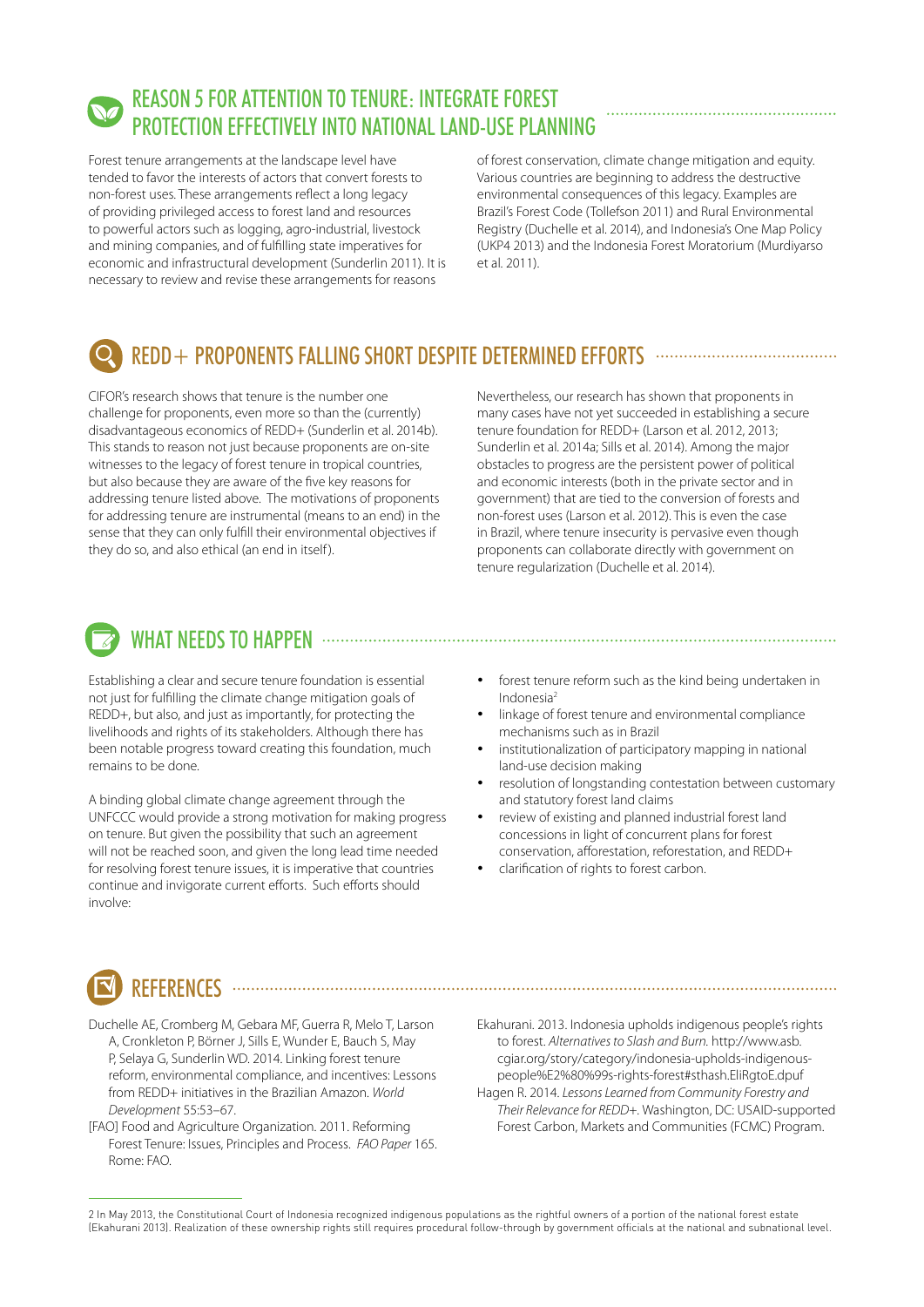## REASON 5 FOR ATTENTION TO TENURE: INTEGRATE FOREST PROTECTION EFFECTIVELY INTO NATIONAL LAND-USE PLANNING

Forest tenure arrangements at the landscape level have tended to favor the interests of actors that convert forests to non-forest uses. These arrangements reflect a long legacy of providing privileged access to forest land and resources to powerful actors such as logging, agro-industrial, livestock and mining companies, and of fulfilling state imperatives for economic and infrastructural development (Sunderlin 2011). It is necessary to review and revise these arrangements for reasons of forest conservation, climate change mitigation and equity. Various countries are beginning to address the destructive environmental consequences of this legacy. Examples are Brazil's Forest Code (Tollefson 2011) and Rural Environmental Registry (Duchelle et al. 2014), and Indonesia's One Map Policy (UKP4 2013) and the Indonesia Forest Moratorium (Murdiyarso et al. 2011).

## REDD+ PROPONENTS FALLING SHORT DESPITE DETERMINED EFFORTS

CIFOR's research shows that tenure is the number one challenge for proponents, even more so than the (currently) disadvantageous economics of REDD+ (Sunderlin et al. 2014b). This stands to reason not just because proponents are on-site witnesses to the legacy of forest tenure in tropical countries, but also because they are aware of the five key reasons for addressing tenure listed above. The motivations of proponents for addressing tenure are instrumental (means to an end) in the sense that they can only fulfill their environmental objectives if they do so, and also ethical (an end in itself).

Nevertheless, our research has shown that proponents in many cases have not yet succeeded in establishing a secure tenure foundation for REDD+ (Larson et al. 2012, 2013; Sunderlin et al. 2014a; Sills et al. 2014). Among the major obstacles to progress are the persistent power of political and economic interests (both in the private sector and in government) that are tied to the conversion of forests and non-forest uses (Larson et al. 2012). This is even the case in Brazil, where tenure insecurity is pervasive even though proponents can collaborate directly with government on tenure regularization (Duchelle et al. 2014).

## WHAT NEEDS TO HAPPEN

Establishing a clear and secure tenure foundation is essential not just for fulfilling the climate change mitigation goals of REDD+, but also, and just as importantly, for protecting the livelihoods and rights of its stakeholders. Although there has been notable progress toward creating this foundation, much remains to be done.

A binding global climate change agreement through the UNFCCC would provide a strong motivation for making progress on tenure. But given the possibility that such an agreement will not be reached soon, and given the long lead time needed for resolving forest tenure issues, it is imperative that countries continue and invigorate current efforts. Such efforts should involve:

- forest tenure reform such as the kind being undertaken in Indonesia[2]
- linkage of forest tenure and environmental compliance mechanisms such as in Brazil
- institutionalization of participatory mapping in national land-use decision making
- resolution of longstanding contestation between customary and statutory forest land claims
- review of existing and planned industrial forest land concessions in light of concurrent plans for forest conservation, afforestation, reforestation, and REDD+
- clarification of rights to forest carbon.

## REFERENCES

Duchelle AE, Cromberg M, Gebara MF, Guerra R, Melo T, Larson A, Cronkleton P, Börner J, Sills E, Wunder E, Bauch S, May P, Selaya G, Sunderlin WD. 2014. Linking forest tenure reform, environmental compliance, and incentives: Lessons from REDD+ initiatives in the Brazilian Amazon. *World Development* 55:53–67.

[FAO] Food and Agriculture Organization. 2011. Reforming Forest Tenure: Issues, Principles and Process. *FAO Paper* 165. Rome: FAO.

Ekahurani. 2013. Indonesia upholds indigenous people's rights to forest. *Alternatives to Slash and Burn.* http://www.asb.cgiar.org/story/category/indonesia-upholds-indigenous-people%E2%80%99s-rights-forest#sthash.EliRgtoE.dpuf

Hagen R. 2014. *Lessons Learned from Community Forestry and Their Relevance for REDD+.* Washington, DC: USAID-supported Forest Carbon, Markets and Communities (FCMC) Program.

---

2 In May 2013, the Constitutional Court of Indonesia recognized indigenous populations as the rightful owners of a portion of the national forest estate (Ekahurani 2013). Realization of these ownership rights still requires procedural follow-through by government officials at the national and subnational level.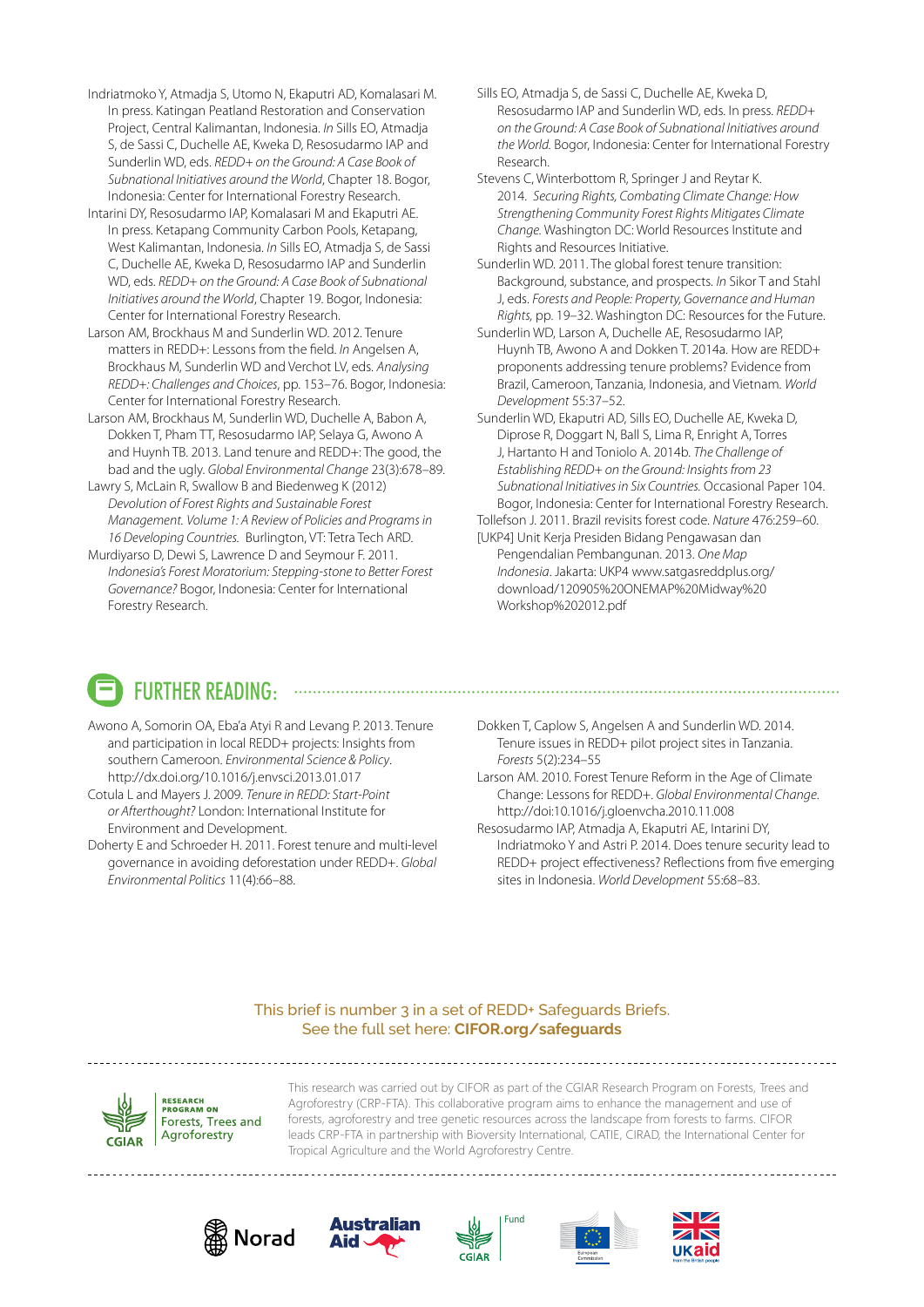Indriatmoko Y, Atmadja S, Utomo N, Ekaputri AD, Komalasari M. In press. Katingan Peatland Restoration and Conservation Project, Central Kalimantan, Indonesia. *In* Sills EO, Atmadja S, de Sassi C, Duchelle AE, Kweka D, Resosudarmo IAP and Sunderlin WD, eds. *REDD+ on the Ground: A Case Book of Subnational Initiatives around the World*, Chapter 18. Bogor, Indonesia: Center for International Forestry Research.

Intarini DY, Resosudarmo IAP, Komalasari M and Ekaputri AE. In press. Ketapang Community Carbon Pools, Ketapang, West Kalimantan, Indonesia. *In* Sills EO, Atmadja S, de Sassi C, Duchelle AE, Kweka D, Resosudarmo IAP and Sunderlin WD, eds. *REDD+ on the Ground: A Case Book of Subnational Initiatives around the World*, Chapter 19. Bogor, Indonesia: Center for International Forestry Research.

Larson AM, Brockhaus M and Sunderlin WD. 2012. Tenure matters in REDD+: Lessons from the field. *In* Angelsen A, Brockhaus M, Sunderlin WD and Verchot LV, eds. *Analysing REDD+: Challenges and Choices*, pp. 153–76. Bogor, Indonesia: Center for International Forestry Research.

Larson AM, Brockhaus M, Sunderlin WD, Duchelle A, Babon A, Dokken T, Pham TT, Resosudarmo IAP, Selaya G, Awono A and Huynh TB. 2013. Land tenure and REDD+: The good, the bad and the ugly. *Global Environmental Change* 23(3):678–89.

Lawry S, McLain R, Swallow B and Biedenweg K (2012) *Devolution of Forest Rights and Sustainable Forest Management. Volume 1: A Review of Policies and Programs in 16 Developing Countries.* Burlington, VT: Tetra Tech ARD.

Murdiyarso D, Dewi S, Lawrence D and Seymour F. 2011. *Indonesia's Forest Moratorium: Stepping-stone to Better Forest Governance?* Bogor, Indonesia: Center for International Forestry Research.

Sills EO, Atmadja S, de Sassi C, Duchelle AE, Kweka D, Resosudarmo IAP and Sunderlin WD, eds. In press. *REDD+ on the Ground: A Case Book of Subnational Initiatives around the World.* Bogor, Indonesia: Center for International Forestry Research.

Stevens C, Winterbottom R, Springer J and Reytar K. 2014. *Securing Rights, Combating Climate Change: How Strengthening Community Forest Rights Mitigates Climate Change.* Washington DC: World Resources Institute and Rights and Resources Initiative.

Sunderlin WD. 2011. The global forest tenure transition: Background, substance, and prospects. *In* Sikor T and Stahl J, eds. *Forests and People: Property, Governance and Human Rights*, pp. 19–32. Washington DC: Resources for the Future.

Sunderlin WD, Larson A, Duchelle AE, Resosudarmo IAP, Huynh TB, Awono A and Dokken T. 2014a. How are REDD+ proponents addressing tenure problems? Evidence from Brazil, Cameroon, Tanzania, Indonesia, and Vietnam. *World Development* 55:37–52.

Sunderlin WD, Ekaputri AD, Sills EO, Duchelle AE, Kweka D, Diprose R, Doggart N, Ball S, Lima R, Enright A, Torres J, Hartanto H and Toniolo A. 2014b. *The Challenge of Establishing REDD+ on the Ground: Insights from 23 Subnational Initiatives in Six Countries.* Occasional Paper 104. Bogor, Indonesia: Center for International Forestry Research.

Tollefson J. 2011. Brazil revisits forest code. *Nature* 476:259–60.

[UKP4] Unit Kerja Presiden Bidang Pengawasan dan Pengendalian Pembangunan. 2013. *One Map Indonesia*. Jakarta: UKP4 www.satgasreddplus.org/download/120905%20ONEMAP%20Midway%20Workshop%202012.pdf

## FURTHER READING:

Awono A, Somorin OA, Eba'a Atyi R and Levang P. 2013. Tenure and participation in local REDD+ projects: Insights from southern Cameroon. *Environmental Science & Policy*. http://dx.doi.org/10.1016/j.envsci.2013.01.017

Cotula L and Mayers J. 2009. *Tenure in REDD: Start-Point or Afterthought?* London: International Institute for Environment and Development.

Doherty E and Schroeder H. 2011. Forest tenure and multi-level governance in avoiding deforestation under REDD+. *Global Environmental Politics* 11(4):66–88.

Dokken T, Caplow S, Angelsen A and Sunderlin WD. 2014. Tenure issues in REDD+ pilot project sites in Tanzania. *Forests* 5(2):234–55

Larson AM. 2010. Forest Tenure Reform in the Age of Climate Change: Lessons for REDD+. *Global Environmental Change*. http://doi:10.1016/j.gloenvcha.2010.11.008

Resosudarmo IAP, Atmadja A, Ekaputri AE, Intarini DY, Indriatmoko Y and Astri P. 2014. Does tenure security lead to REDD+ project effectiveness? Reflections from five emerging sites in Indonesia. *World Development* 55:68–83.

This brief is number 3 in a set of REDD+ Safeguards Briefs.
See the full set here: **CIFOR.org/safeguards**

RESEARCH PROGRAM ON Forests, Trees and Agroforestry

This research was carried out by CIFOR as part of the CGIAR Research Program on Forests, Trees and Agroforestry (CRP-FTA). This collaborative program aims to enhance the management and use of forests, agroforestry and tree genetic resources across the landscape from forests to farms. CIFOR leads CRP-FTA in partnership with Bioversity International, CATIE, CIRAD, the International Center for Tropical Agriculture and the World Agroforestry Centre.